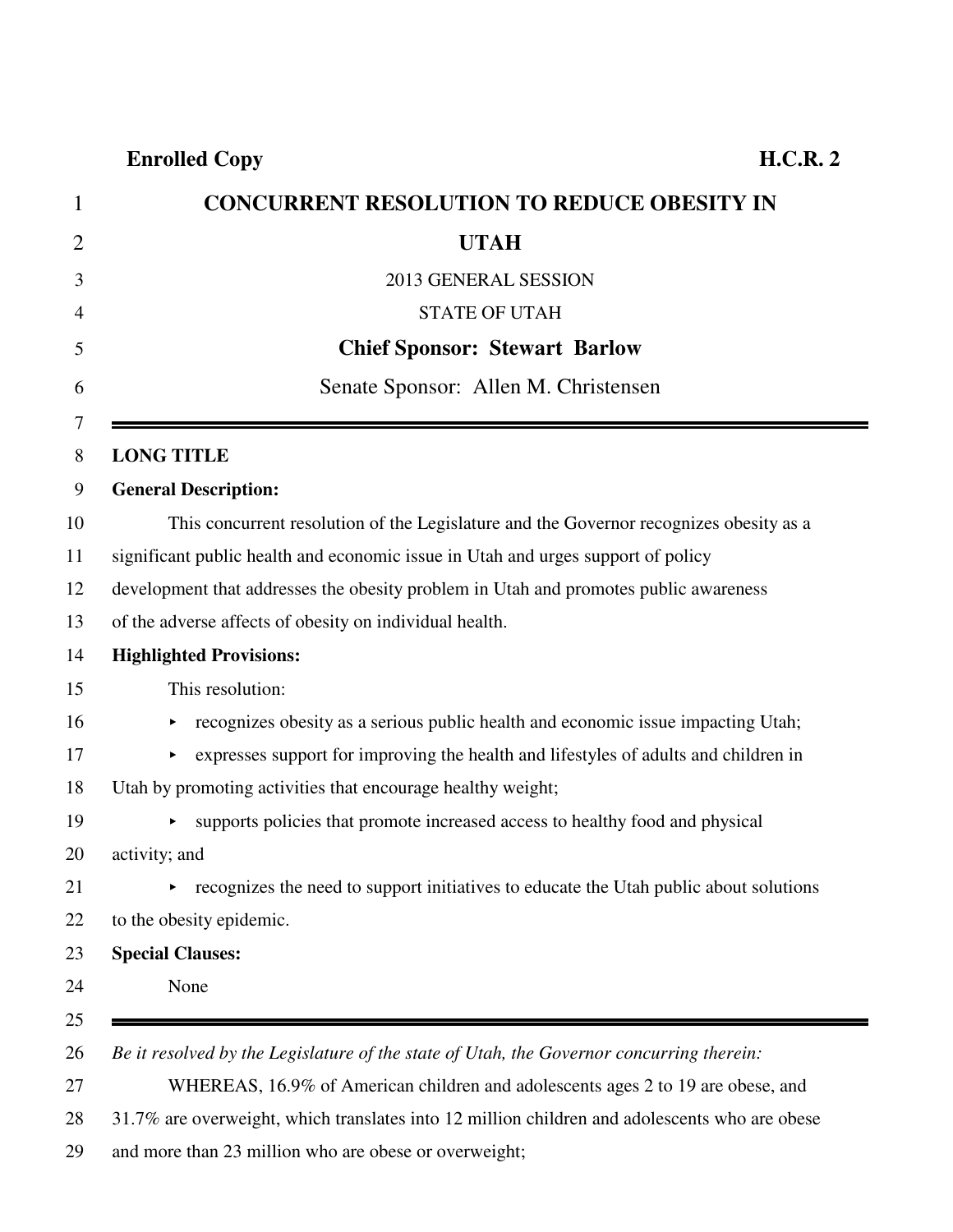**Enrolled Copy** **H.C.R. 2**

# CONCURRENT RESOLUTION TO REDUCE OBESITY IN UTAH

2013 GENERAL SESSION

STATE OF UTAH

**Chief Sponsor: Stewart Barlow**

Senate Sponsor: Allen M. Christensen

---

**LONG TITLE**

**General Description:**

This concurrent resolution of the Legislature and the Governor recognizes obesity as a significant public health and economic issue in Utah and urges support of policy development that addresses the obesity problem in Utah and promotes public awareness of the adverse affects of obesity on individual health.

**Highlighted Provisions:**

This resolution:

- recognizes obesity as a serious public health and economic issue impacting Utah;
- expresses support for improving the health and lifestyles of adults and children in Utah by promoting activities that encourage healthy weight;
- supports policies that promote increased access to healthy food and physical activity; and
- recognizes the need to support initiatives to educate the Utah public about solutions to the obesity epidemic.

**Special Clauses:**

None

---

*Be it resolved by the Legislature of the state of Utah, the Governor concurring therein:*

WHEREAS, 16.9% of American children and adolescents ages 2 to 19 are obese, and 31.7% are overweight, which translates into 12 million children and adolescents who are obese and more than 23 million who are obese or overweight;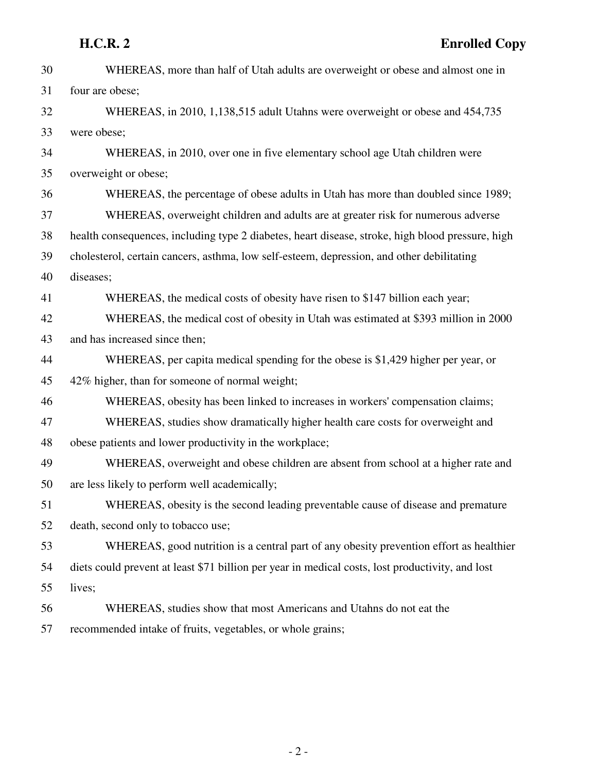WHEREAS, more than half of Utah adults are overweight or obese and almost one in four are obese;

WHEREAS, in 2010, 1,138,515 adult Utahns were overweight or obese and 454,735 were obese;

WHEREAS, in 2010, over one in five elementary school age Utah children were overweight or obese;

WHEREAS, the percentage of obese adults in Utah has more than doubled since 1989;

WHEREAS, overweight children and adults are at greater risk for numerous adverse health consequences, including type 2 diabetes, heart disease, stroke, high blood pressure, high cholesterol, certain cancers, asthma, low self-esteem, depression, and other debilitating diseases;

WHEREAS, the medical costs of obesity have risen to $147 billion each year;

WHEREAS, the medical cost of obesity in Utah was estimated at $393 million in 2000 and has increased since then;

WHEREAS, per capita medical spending for the obese is $1,429 higher per year, or 42% higher, than for someone of normal weight;

WHEREAS, obesity has been linked to increases in workers' compensation claims;

WHEREAS, studies show dramatically higher health care costs for overweight and obese patients and lower productivity in the workplace;

WHEREAS, overweight and obese children are absent from school at a higher rate and are less likely to perform well academically;

WHEREAS, obesity is the second leading preventable cause of disease and premature death, second only to tobacco use;

WHEREAS, good nutrition is a central part of any obesity prevention effort as healthier diets could prevent at least $71 billion per year in medical costs, lost productivity, and lost lives;

WHEREAS, studies show that most Americans and Utahns do not eat the recommended intake of fruits, vegetables, or whole grains;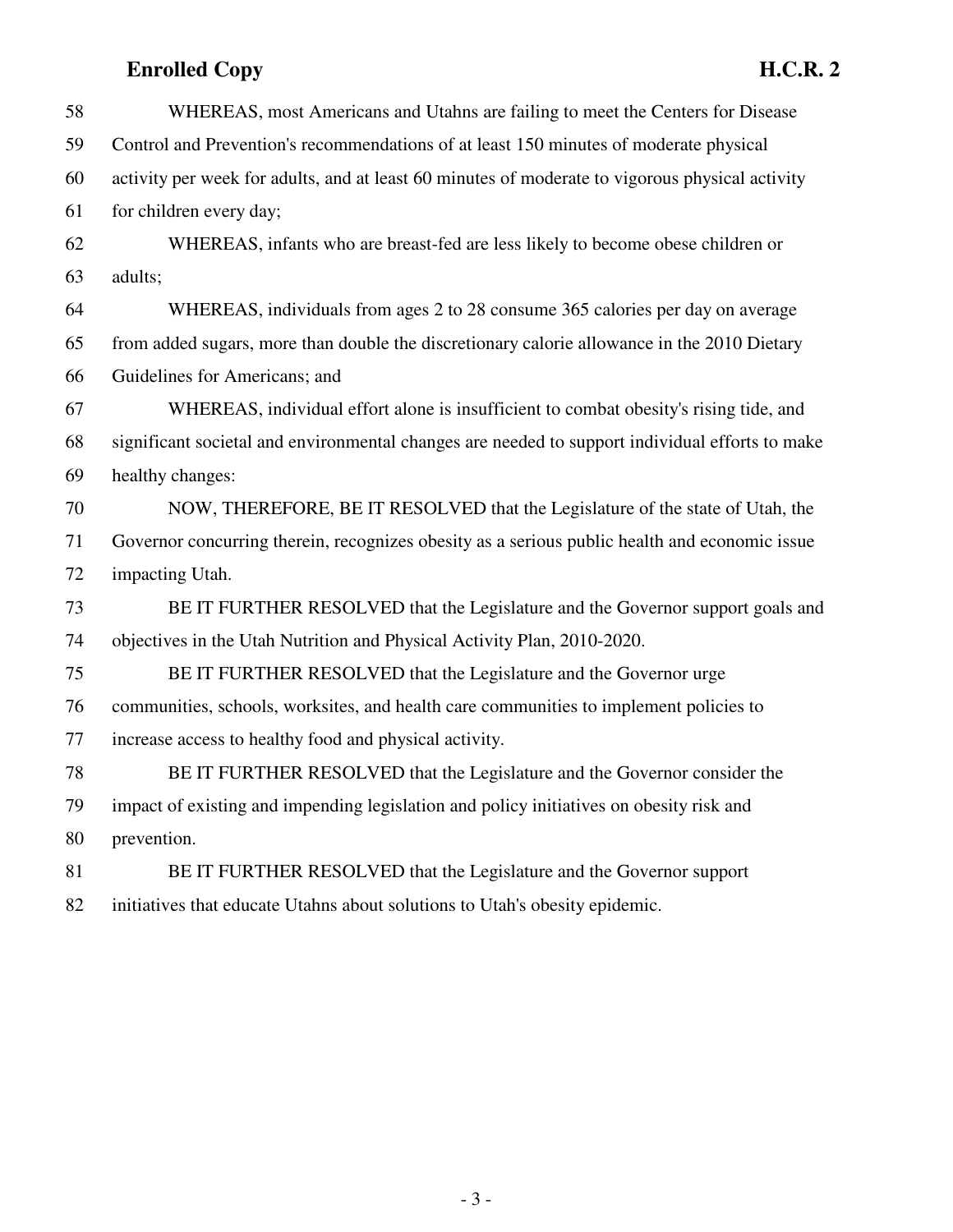WHEREAS, most Americans and Utahns are failing to meet the Centers for Disease Control and Prevention's recommendations of at least 150 minutes of moderate physical activity per week for adults, and at least 60 minutes of moderate to vigorous physical activity for children every day;

WHEREAS, infants who are breast-fed are less likely to become obese children or adults;

WHEREAS, individuals from ages 2 to 28 consume 365 calories per day on average from added sugars, more than double the discretionary calorie allowance in the 2010 Dietary Guidelines for Americans; and

WHEREAS, individual effort alone is insufficient to combat obesity's rising tide, and significant societal and environmental changes are needed to support individual efforts to make healthy changes:

NOW, THEREFORE, BE IT RESOLVED that the Legislature of the state of Utah, the Governor concurring therein, recognizes obesity as a serious public health and economic issue impacting Utah.

BE IT FURTHER RESOLVED that the Legislature and the Governor support goals and objectives in the Utah Nutrition and Physical Activity Plan, 2010-2020.

BE IT FURTHER RESOLVED that the Legislature and the Governor urge communities, schools, worksites, and health care communities to implement policies to increase access to healthy food and physical activity.

BE IT FURTHER RESOLVED that the Legislature and the Governor consider the impact of existing and impending legislation and policy initiatives on obesity risk and prevention.

BE IT FURTHER RESOLVED that the Legislature and the Governor support initiatives that educate Utahns about solutions to Utah's obesity epidemic.